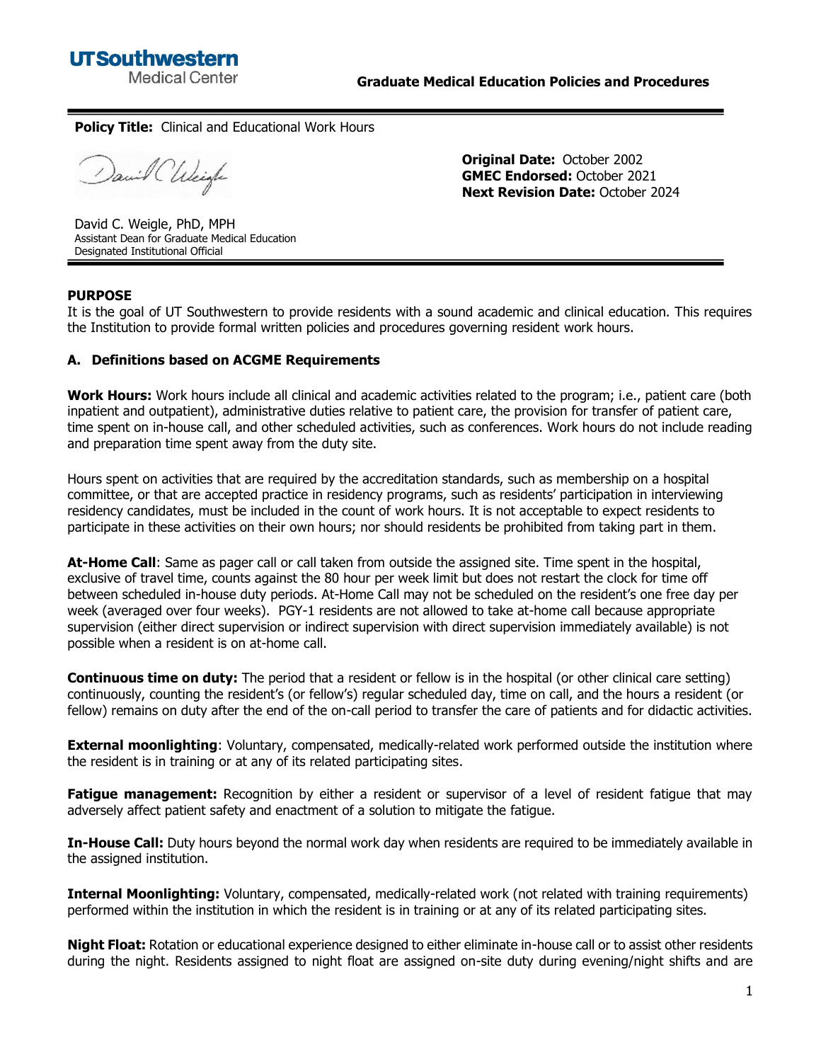UTSouthwestern Medical Center

**Graduate Medical Education Policies and Procedures**

**Policy Title:** Clinical and Educational Work Hours

David C. Weigle, PhD, MPH
Assistant Dean for Graduate Medical Education
Designated Institutional Official

**Original Date:** October 2002
**GMEC Endorsed:** October 2021
**Next Revision Date:** October 2024

## PURPOSE

It is the goal of UT Southwestern to provide residents with a sound academic and clinical education. This requires the Institution to provide formal written policies and procedures governing resident work hours.

## A. Definitions based on ACGME Requirements

**Work Hours:** Work hours include all clinical and academic activities related to the program; i.e., patient care (both inpatient and outpatient), administrative duties relative to patient care, the provision for transfer of patient care, time spent on in-house call, and other scheduled activities, such as conferences. Work hours do not include reading and preparation time spent away from the duty site.

Hours spent on activities that are required by the accreditation standards, such as membership on a hospital committee, or that are accepted practice in residency programs, such as residents' participation in interviewing residency candidates, must be included in the count of work hours. It is not acceptable to expect residents to participate in these activities on their own hours; nor should residents be prohibited from taking part in them.

**At-Home Call**: Same as pager call or call taken from outside the assigned site. Time spent in the hospital, exclusive of travel time, counts against the 80 hour per week limit but does not restart the clock for time off between scheduled in-house duty periods. At-Home Call may not be scheduled on the resident's one free day per week (averaged over four weeks). PGY-1 residents are not allowed to take at-home call because appropriate supervision (either direct supervision or indirect supervision with direct supervision immediately available) is not possible when a resident is on at-home call.

**Continuous time on duty:** The period that a resident or fellow is in the hospital (or other clinical care setting) continuously, counting the resident's (or fellow's) regular scheduled day, time on call, and the hours a resident (or fellow) remains on duty after the end of the on-call period to transfer the care of patients and for didactic activities.

**External moonlighting**: Voluntary, compensated, medically-related work performed outside the institution where the resident is in training or at any of its related participating sites.

**Fatigue management:** Recognition by either a resident or supervisor of a level of resident fatigue that may adversely affect patient safety and enactment of a solution to mitigate the fatigue.

**In-House Call:** Duty hours beyond the normal work day when residents are required to be immediately available in the assigned institution.

**Internal Moonlighting:** Voluntary, compensated, medically-related work (not related with training requirements) performed within the institution in which the resident is in training or at any of its related participating sites.

**Night Float:** Rotation or educational experience designed to either eliminate in-house call or to assist other residents during the night. Residents assigned to night float are assigned on-site duty during evening/night shifts and are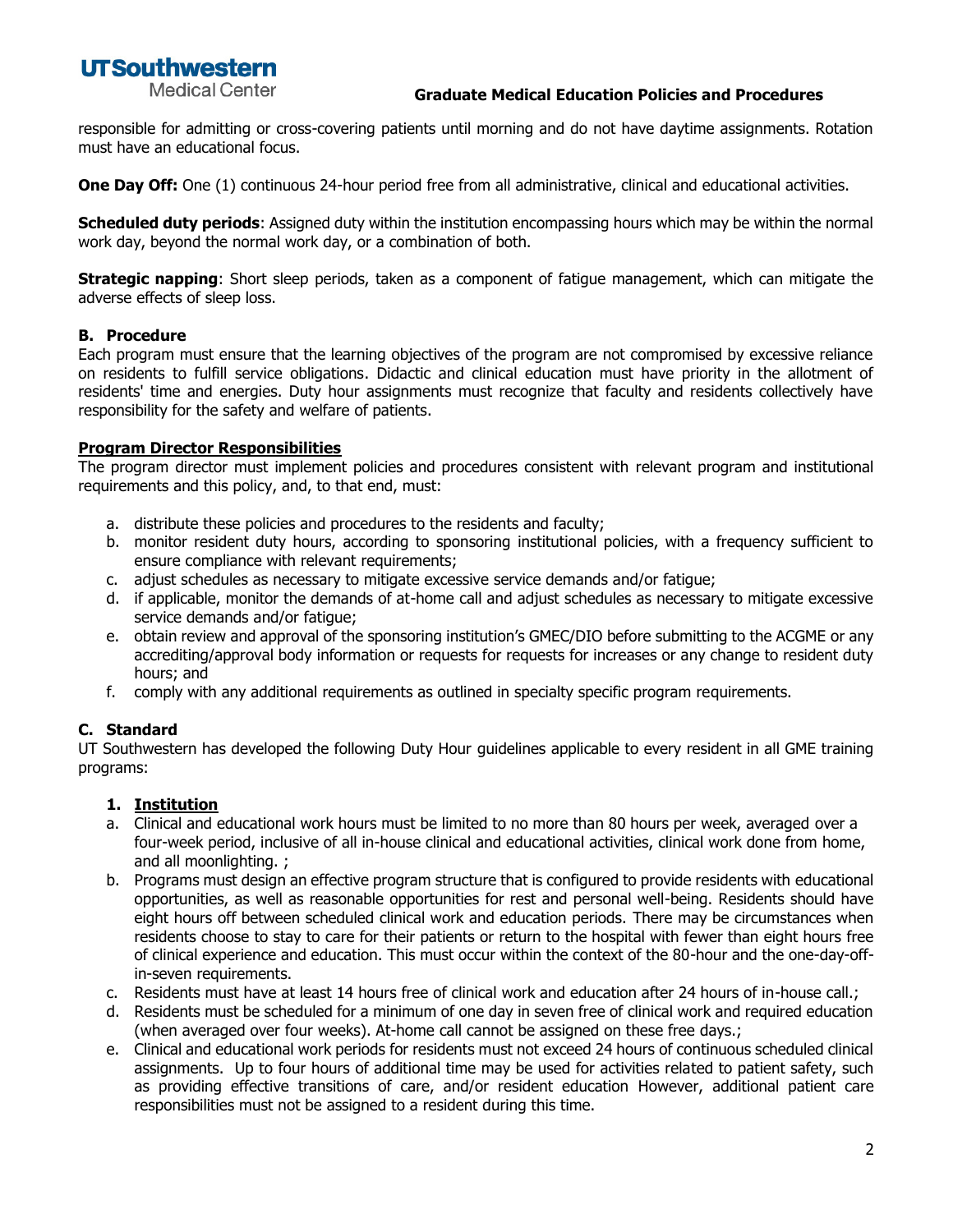responsible for admitting or cross-covering patients until morning and do not have daytime assignments. Rotation must have an educational focus.

**One Day Off:** One (1) continuous 24-hour period free from all administrative, clinical and educational activities.

**Scheduled duty periods**: Assigned duty within the institution encompassing hours which may be within the normal work day, beyond the normal work day, or a combination of both.

**Strategic napping**: Short sleep periods, taken as a component of fatigue management, which can mitigate the adverse effects of sleep loss.

### B. Procedure

Each program must ensure that the learning objectives of the program are not compromised by excessive reliance on residents to fulfill service obligations. Didactic and clinical education must have priority in the allotment of residents' time and energies. Duty hour assignments must recognize that faculty and residents collectively have responsibility for the safety and welfare of patients.

**Program Director Responsibilities**

The program director must implement policies and procedures consistent with relevant program and institutional requirements and this policy, and, to that end, must:

a. distribute these policies and procedures to the residents and faculty;
b. monitor resident duty hours, according to sponsoring institutional policies, with a frequency sufficient to ensure compliance with relevant requirements;
c. adjust schedules as necessary to mitigate excessive service demands and/or fatigue;
d. if applicable, monitor the demands of at-home call and adjust schedules as necessary to mitigate excessive service demands and/or fatigue;
e. obtain review and approval of the sponsoring institution's GMEC/DIO before submitting to the ACGME or any accrediting/approval body information or requests for requests for increases or any change to resident duty hours; and
f. comply with any additional requirements as outlined in specialty specific program requirements.

### C. Standard

UT Southwestern has developed the following Duty Hour guidelines applicable to every resident in all GME training programs:

**1. Institution**

a. Clinical and educational work hours must be limited to no more than 80 hours per week, averaged over a four-week period, inclusive of all in-house clinical and educational activities, clinical work done from home, and all moonlighting. ;
b. Programs must design an effective program structure that is configured to provide residents with educational opportunities, as well as reasonable opportunities for rest and personal well-being. Residents should have eight hours off between scheduled clinical work and education periods. There may be circumstances when residents choose to stay to care for their patients or return to the hospital with fewer than eight hours free of clinical experience and education. This must occur within the context of the 80-hour and the one-day-off-in-seven requirements.
c. Residents must have at least 14 hours free of clinical work and education after 24 hours of in-house call.;
d. Residents must be scheduled for a minimum of one day in seven free of clinical work and required education (when averaged over four weeks). At-home call cannot be assigned on these free days.;
e. Clinical and educational work periods for residents must not exceed 24 hours of continuous scheduled clinical assignments. Up to four hours of additional time may be used for activities related to patient safety, such as providing effective transitions of care, and/or resident education However, additional patient care responsibilities must not be assigned to a resident during this time.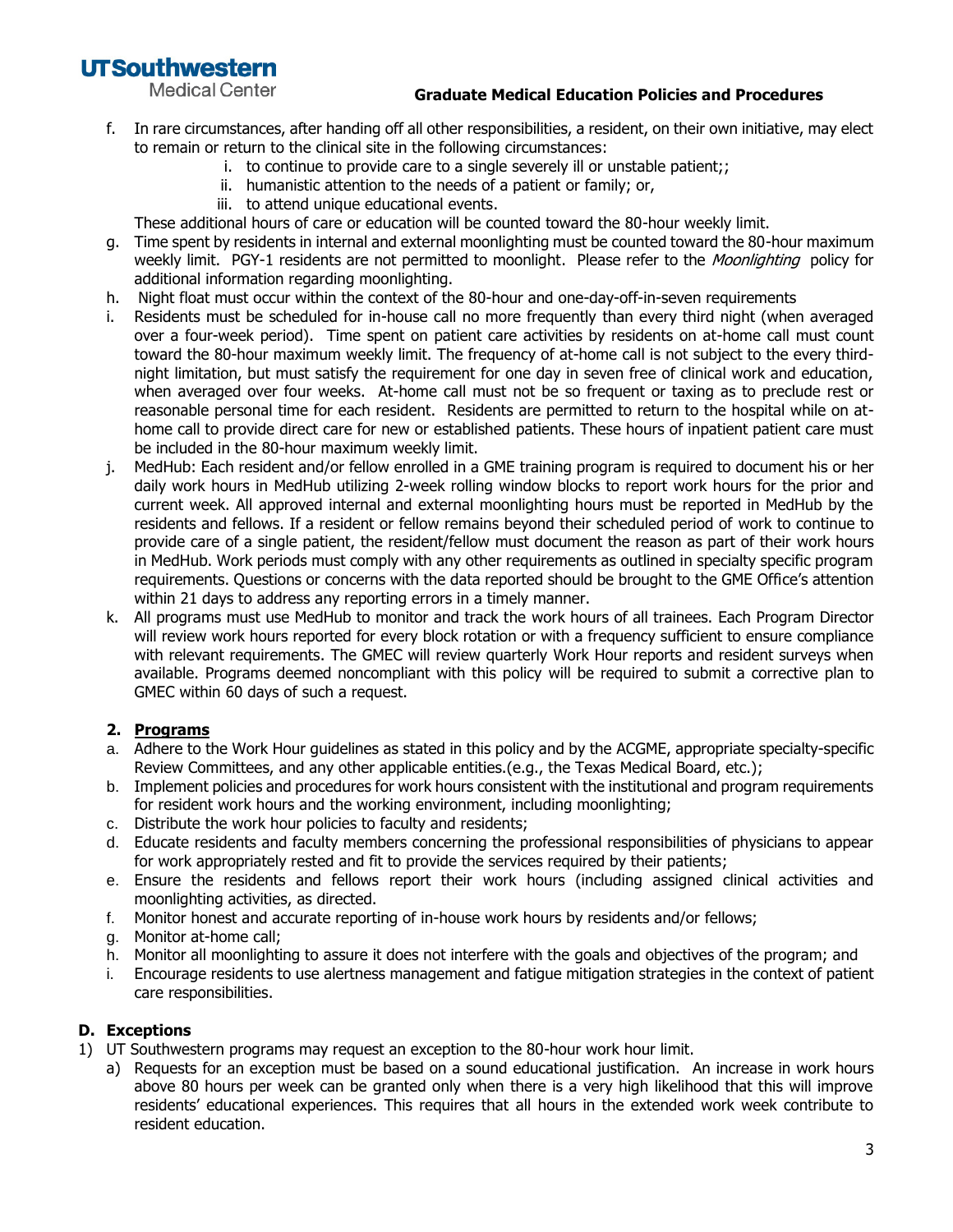f. In rare circumstances, after handing off all other responsibilities, a resident, on their own initiative, may elect to remain or return to the clinical site in the following circumstances:
   i. to continue to provide care to a single severely ill or unstable patient;;
   ii. humanistic attention to the needs of a patient or family; or,
   iii. to attend unique educational events.

   These additional hours of care or education will be counted toward the 80-hour weekly limit.

g. Time spent by residents in internal and external moonlighting must be counted toward the 80-hour maximum weekly limit. PGY-1 residents are not permitted to moonlight. Please refer to the *Moonlighting* policy for additional information regarding moonlighting.

h. Night float must occur within the context of the 80-hour and one-day-off-in-seven requirements

i. Residents must be scheduled for in-house call no more frequently than every third night (when averaged over a four-week period). Time spent on patient care activities by residents on at-home call must count toward the 80-hour maximum weekly limit. The frequency of at-home call is not subject to the every third-night limitation, but must satisfy the requirement for one day in seven free of clinical work and education, when averaged over four weeks. At-home call must not be so frequent or taxing as to preclude rest or reasonable personal time for each resident. Residents are permitted to return to the hospital while on at-home call to provide direct care for new or established patients. These hours of inpatient patient care must be included in the 80-hour maximum weekly limit.

j. MedHub: Each resident and/or fellow enrolled in a GME training program is required to document his or her daily work hours in MedHub utilizing 2-week rolling window blocks to report work hours for the prior and current week. All approved internal and external moonlighting hours must be reported in MedHub by the residents and fellows. If a resident or fellow remains beyond their scheduled period of work to continue to provide care of a single patient, the resident/fellow must document the reason as part of their work hours in MedHub. Work periods must comply with any other requirements as outlined in specialty specific program requirements. Questions or concerns with the data reported should be brought to the GME Office's attention within 21 days to address any reporting errors in a timely manner.

k. All programs must use MedHub to monitor and track the work hours of all trainees. Each Program Director will review work hours reported for every block rotation or with a frequency sufficient to ensure compliance with relevant requirements. The GMEC will review quarterly Work Hour reports and resident surveys when available. Programs deemed noncompliant with this policy will be required to submit a corrective plan to GMEC within 60 days of such a request.

**2. <u>Programs</u>**

a. Adhere to the Work Hour guidelines as stated in this policy and by the ACGME, appropriate specialty-specific Review Committees, and any other applicable entities.(e.g., the Texas Medical Board, etc.);
b. Implement policies and procedures for work hours consistent with the institutional and program requirements for resident work hours and the working environment, including moonlighting;
c. Distribute the work hour policies to faculty and residents;
d. Educate residents and faculty members concerning the professional responsibilities of physicians to appear for work appropriately rested and fit to provide the services required by their patients;
e. Ensure the residents and fellows report their work hours (including assigned clinical activities and moonlighting activities, as directed.
f. Monitor honest and accurate reporting of in-house work hours by residents and/or fellows;
g. Monitor at-home call;
h. Monitor all moonlighting to assure it does not interfere with the goals and objectives of the program; and
i. Encourage residents to use alertness management and fatigue mitigation strategies in the context of patient care responsibilities.

### D. Exceptions

1) UT Southwestern programs may request an exception to the 80-hour work hour limit.
   a) Requests for an exception must be based on a sound educational justification. An increase in work hours above 80 hours per week can be granted only when there is a very high likelihood that this will improve residents' educational experiences. This requires that all hours in the extended work week contribute to resident education.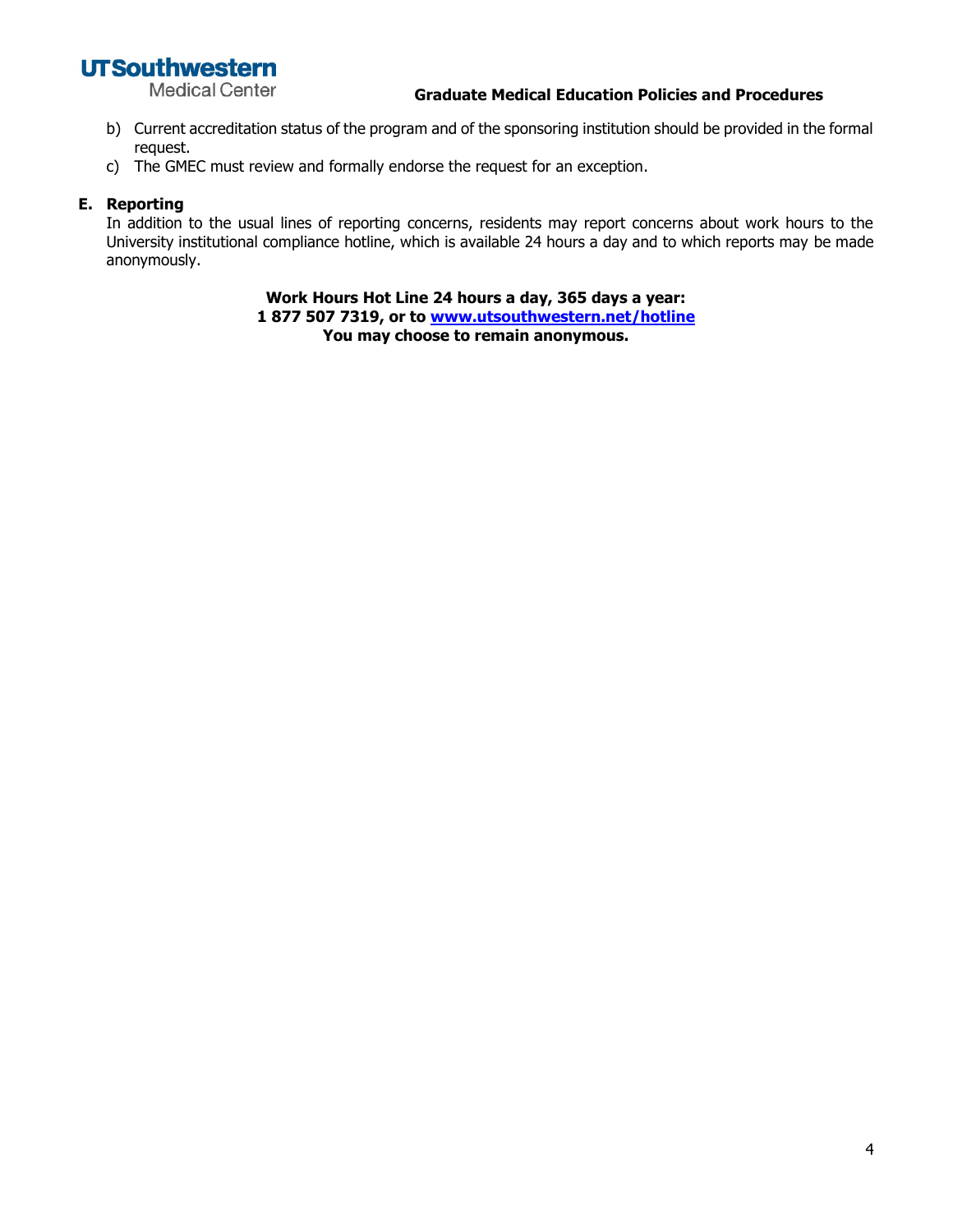b) Current accreditation status of the program and of the sponsoring institution should be provided in the formal request.
c) The GMEC must review and formally endorse the request for an exception.

### E. Reporting

In addition to the usual lines of reporting concerns, residents may report concerns about work hours to the University institutional compliance hotline, which is available 24 hours a day and to which reports may be made anonymously.

**Work Hours Hot Line 24 hours a day, 365 days a year:**
**1 877 507 7319, or to [www.utsouthwestern.net/hotline](http://www.utsouthwestern.net/hotline)**
**You may choose to remain anonymous.**